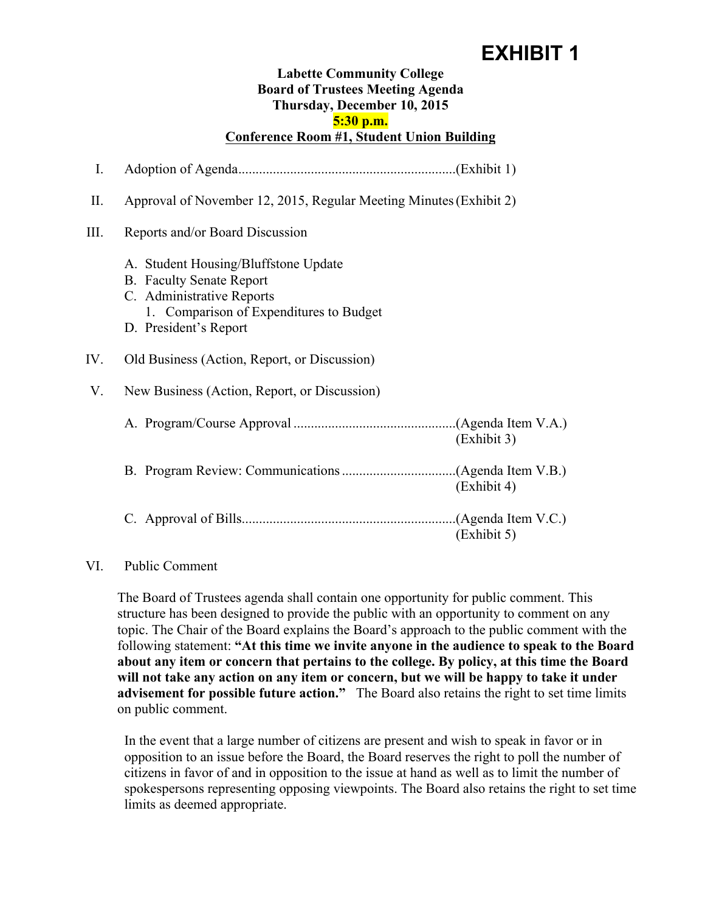# EXHIBIT 1

**Labette Community College**
**Board of Trustees Meeting Agenda**
**Thursday, December 10, 2015**
**5:30 p.m.**
**Conference Room #1, Student Union Building**

I. Adoption of Agenda...............................................................(Exhibit 1)

II. Approval of November 12, 2015, Regular Meeting Minutes (Exhibit 2)

III. Reports and/or Board Discussion

- A. Student Housing/Bluffstone Update
- B. Faculty Senate Report
- C. Administrative Reports
  1. Comparison of Expenditures to Budget
- D. President's Report

IV. Old Business (Action, Report, or Discussion)

V. New Business (Action, Report, or Discussion)

- A. Program/Course Approval ...............................................(Agenda Item V.A.) (Exhibit 3)
- B. Program Review: Communications .................................(Agenda Item V.B.) (Exhibit 4)
- C. Approval of Bills.............................................................(Agenda Item V.C.) (Exhibit 5)

VI. Public Comment

The Board of Trustees agenda shall contain one opportunity for public comment. This structure has been designed to provide the public with an opportunity to comment on any topic. The Chair of the Board explains the Board's approach to the public comment with the following statement: **"At this time we invite anyone in the audience to speak to the Board about any item or concern that pertains to the college. By policy, at this time the Board will not take any action on any item or concern, but we will be happy to take it under advisement for possible future action."** The Board also retains the right to set time limits on public comment.

In the event that a large number of citizens are present and wish to speak in favor or in opposition to an issue before the Board, the Board reserves the right to poll the number of citizens in favor of and in opposition to the issue at hand as well as to limit the number of spokespersons representing opposing viewpoints. The Board also retains the right to set time limits as deemed appropriate.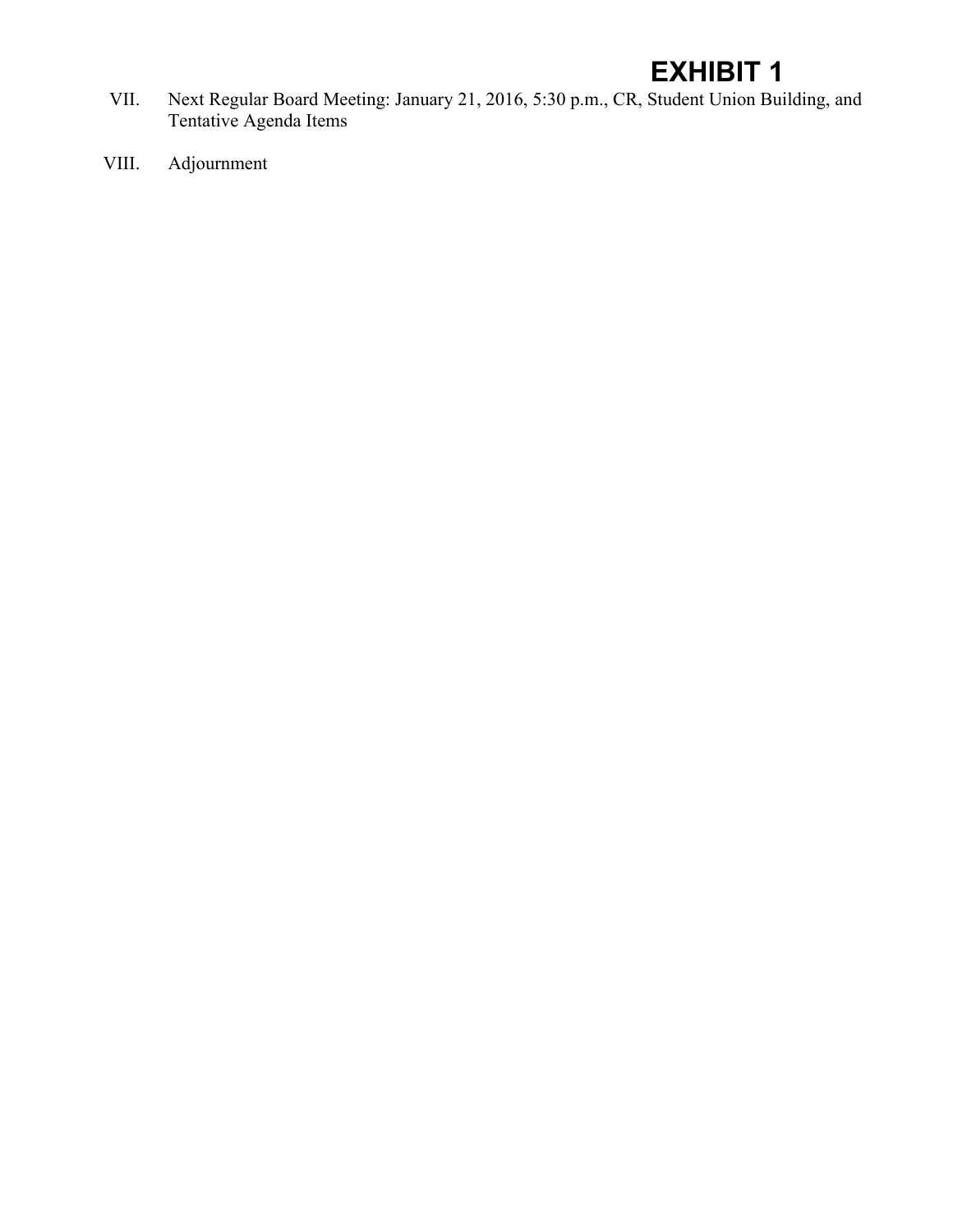**EXHIBIT 1**

VII. Next Regular Board Meeting: January 21, 2016, 5:30 p.m., CR, Student Union Building, and Tentative Agenda Items

VIII. Adjournment